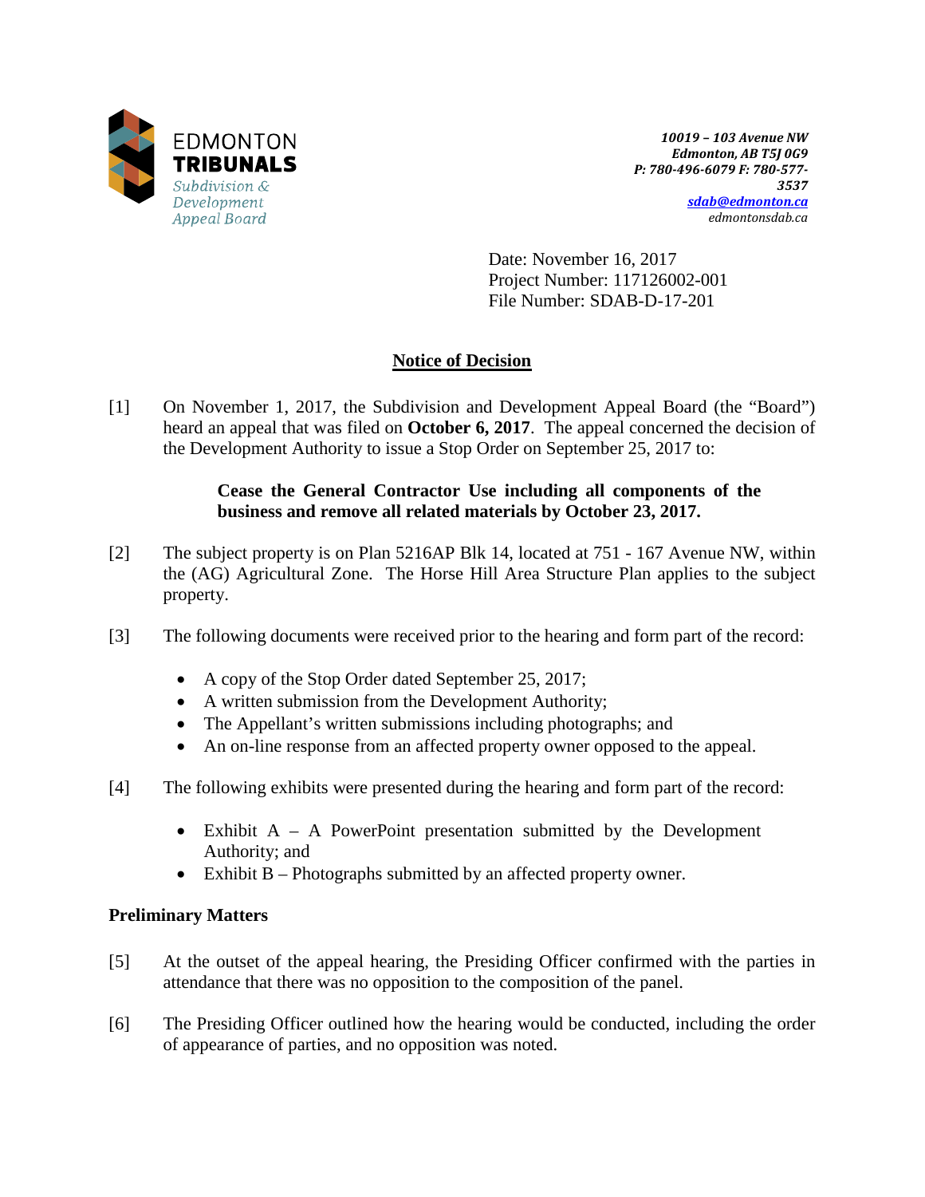EDMONTON
**TRIBUNALS**
*Subdivision & Development Appeal Board*

*10019 – 103 Avenue NW*
*Edmonton, AB T5J 0G9*
*P: 780-496-6079 F: 780-577-3537*
*sdab@edmonton.ca*
*edmontonsdab.ca*

Date: November 16, 2017
Project Number: 117126002-001
File Number: SDAB-D-17-201

## Notice of Decision

[1] On November 1, 2017, the Subdivision and Development Appeal Board (the "Board") heard an appeal that was filed on **October 6, 2017**. The appeal concerned the decision of the Development Authority to issue a Stop Order on September 25, 2017 to:

> **Cease the General Contractor Use including all components of the business and remove all related materials by October 23, 2017.**

[2] The subject property is on Plan 5216AP Blk 14, located at 751 - 167 Avenue NW, within the (AG) Agricultural Zone. The Horse Hill Area Structure Plan applies to the subject property.

[3] The following documents were received prior to the hearing and form part of the record:

- A copy of the Stop Order dated September 25, 2017;
- A written submission from the Development Authority;
- The Appellant's written submissions including photographs; and
- An on-line response from an affected property owner opposed to the appeal.

[4] The following exhibits were presented during the hearing and form part of the record:

- Exhibit A – A PowerPoint presentation submitted by the Development Authority; and
- Exhibit B – Photographs submitted by an affected property owner.

### Preliminary Matters

[5] At the outset of the appeal hearing, the Presiding Officer confirmed with the parties in attendance that there was no opposition to the composition of the panel.

[6] The Presiding Officer outlined how the hearing would be conducted, including the order of appearance of parties, and no opposition was noted.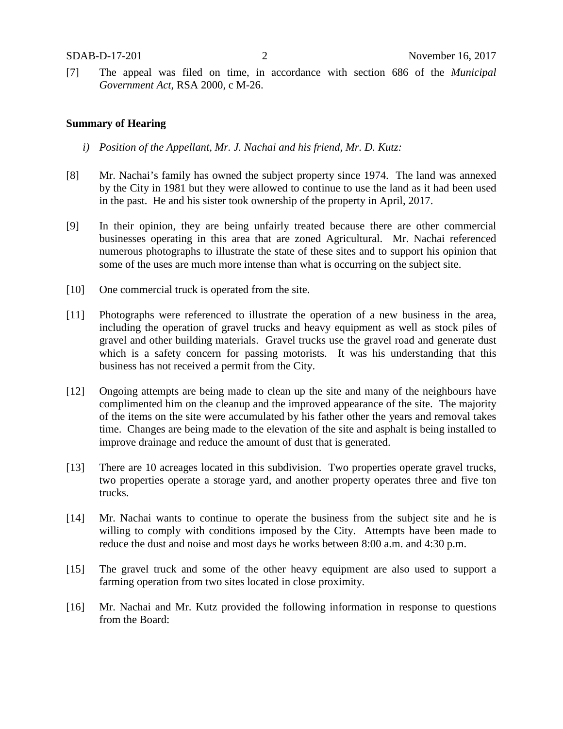[7] The appeal was filed on time, in accordance with section 686 of the *Municipal Government Act*, RSA 2000, c M-26.

**Summary of Hearing**

*i) Position of the Appellant, Mr. J. Nachai and his friend, Mr. D. Kutz:*

[8] Mr. Nachai's family has owned the subject property since 1974. The land was annexed by the City in 1981 but they were allowed to continue to use the land as it had been used in the past. He and his sister took ownership of the property in April, 2017.

[9] In their opinion, they are being unfairly treated because there are other commercial businesses operating in this area that are zoned Agricultural. Mr. Nachai referenced numerous photographs to illustrate the state of these sites and to support his opinion that some of the uses are much more intense than what is occurring on the subject site.

[10] One commercial truck is operated from the site.

[11] Photographs were referenced to illustrate the operation of a new business in the area, including the operation of gravel trucks and heavy equipment as well as stock piles of gravel and other building materials. Gravel trucks use the gravel road and generate dust which is a safety concern for passing motorists. It was his understanding that this business has not received a permit from the City.

[12] Ongoing attempts are being made to clean up the site and many of the neighbours have complimented him on the cleanup and the improved appearance of the site. The majority of the items on the site were accumulated by his father other the years and removal takes time. Changes are being made to the elevation of the site and asphalt is being installed to improve drainage and reduce the amount of dust that is generated.

[13] There are 10 acreages located in this subdivision. Two properties operate gravel trucks, two properties operate a storage yard, and another property operates three and five ton trucks.

[14] Mr. Nachai wants to continue to operate the business from the subject site and he is willing to comply with conditions imposed by the City. Attempts have been made to reduce the dust and noise and most days he works between 8:00 a.m. and 4:30 p.m.

[15] The gravel truck and some of the other heavy equipment are also used to support a farming operation from two sites located in close proximity.

[16] Mr. Nachai and Mr. Kutz provided the following information in response to questions from the Board: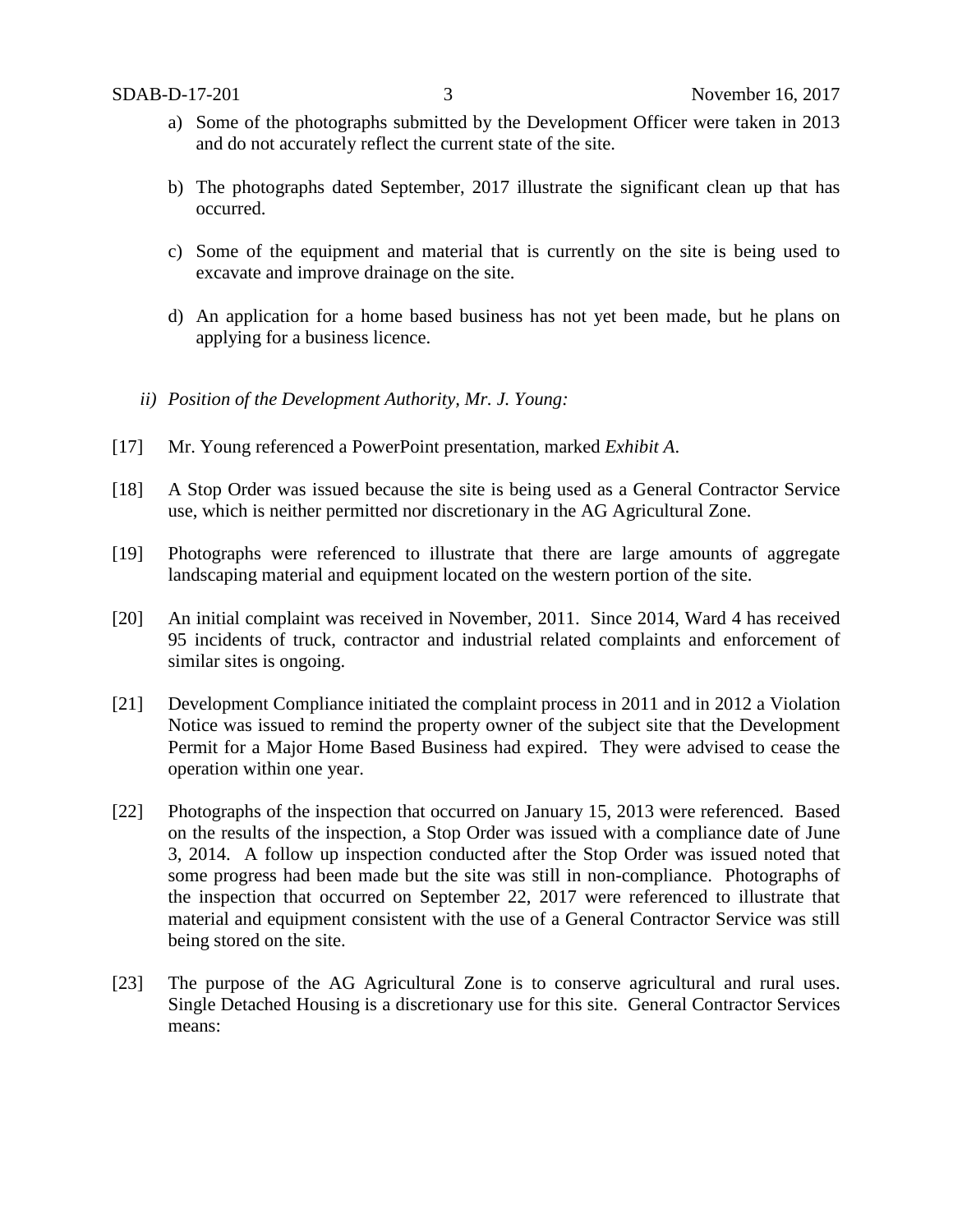a) Some of the photographs submitted by the Development Officer were taken in 2013 and do not accurately reflect the current state of the site.

b) The photographs dated September, 2017 illustrate the significant clean up that has occurred.

c) Some of the equipment and material that is currently on the site is being used to excavate and improve drainage on the site.

d) An application for a home based business has not yet been made, but he plans on applying for a business licence.

*ii) Position of the Development Authority, Mr. J. Young:*

[17] Mr. Young referenced a PowerPoint presentation, marked *Exhibit A*.

[18] A Stop Order was issued because the site is being used as a General Contractor Service use, which is neither permitted nor discretionary in the AG Agricultural Zone.

[19] Photographs were referenced to illustrate that there are large amounts of aggregate landscaping material and equipment located on the western portion of the site.

[20] An initial complaint was received in November, 2011. Since 2014, Ward 4 has received 95 incidents of truck, contractor and industrial related complaints and enforcement of similar sites is ongoing.

[21] Development Compliance initiated the complaint process in 2011 and in 2012 a Violation Notice was issued to remind the property owner of the subject site that the Development Permit for a Major Home Based Business had expired. They were advised to cease the operation within one year.

[22] Photographs of the inspection that occurred on January 15, 2013 were referenced. Based on the results of the inspection, a Stop Order was issued with a compliance date of June 3, 2014. A follow up inspection conducted after the Stop Order was issued noted that some progress had been made but the site was still in non-compliance. Photographs of the inspection that occurred on September 22, 2017 were referenced to illustrate that material and equipment consistent with the use of a General Contractor Service was still being stored on the site.

[23] The purpose of the AG Agricultural Zone is to conserve agricultural and rural uses. Single Detached Housing is a discretionary use for this site. General Contractor Services means: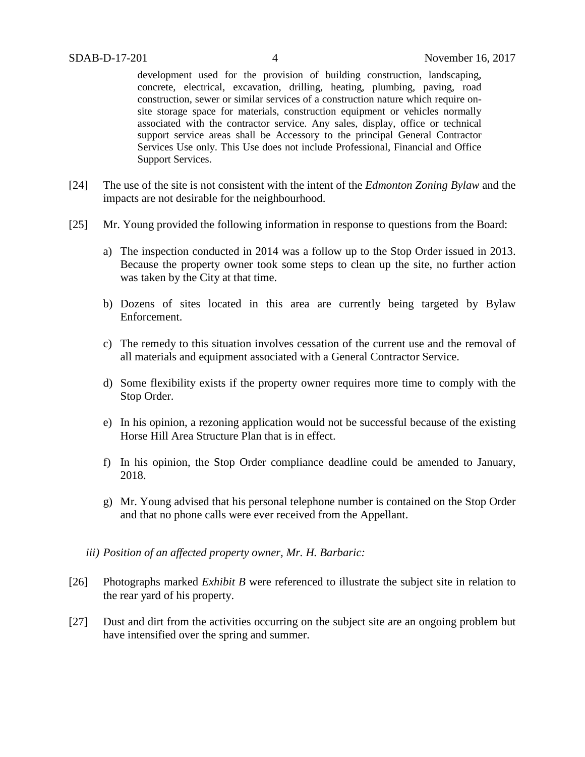> development used for the provision of building construction, landscaping, concrete, electrical, excavation, drilling, heating, plumbing, paving, road construction, sewer or similar services of a construction nature which require on-site storage space for materials, construction equipment or vehicles normally associated with the contractor service. Any sales, display, office or technical support service areas shall be Accessory to the principal General Contractor Services Use only. This Use does not include Professional, Financial and Office Support Services.

[24] The use of the site is not consistent with the intent of the *Edmonton Zoning Bylaw* and the impacts are not desirable for the neighbourhood.

[25] Mr. Young provided the following information in response to questions from the Board:

a) The inspection conducted in 2014 was a follow up to the Stop Order issued in 2013. Because the property owner took some steps to clean up the site, no further action was taken by the City at that time.

b) Dozens of sites located in this area are currently being targeted by Bylaw Enforcement.

c) The remedy to this situation involves cessation of the current use and the removal of all materials and equipment associated with a General Contractor Service.

d) Some flexibility exists if the property owner requires more time to comply with the Stop Order.

e) In his opinion, a rezoning application would not be successful because of the existing Horse Hill Area Structure Plan that is in effect.

f) In his opinion, the Stop Order compliance deadline could be amended to January, 2018.

g) Mr. Young advised that his personal telephone number is contained on the Stop Order and that no phone calls were ever received from the Appellant.

*iii) Position of an affected property owner, Mr. H. Barbaric:*

[26] Photographs marked *Exhibit B* were referenced to illustrate the subject site in relation to the rear yard of his property.

[27] Dust and dirt from the activities occurring on the subject site are an ongoing problem but have intensified over the spring and summer.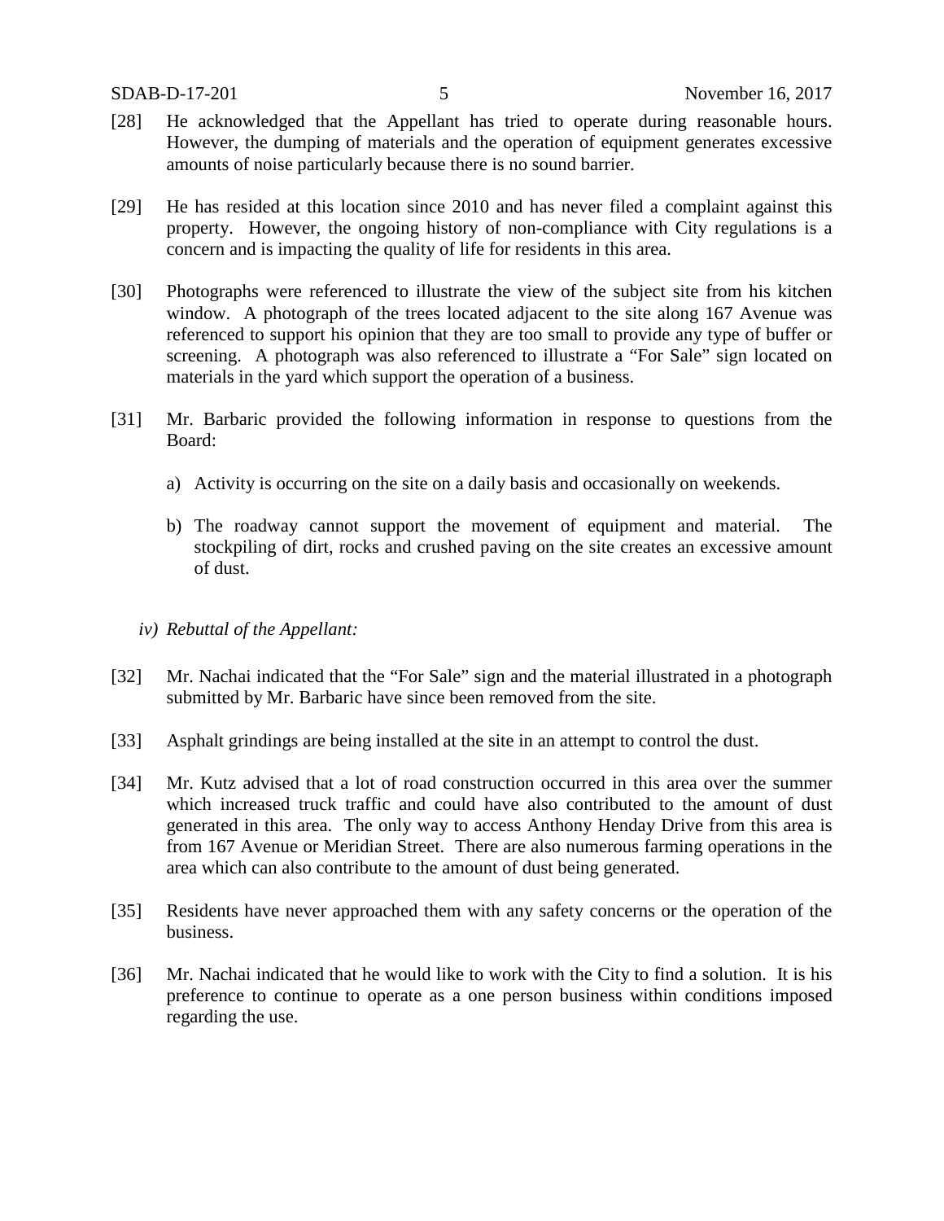[28] He acknowledged that the Appellant has tried to operate during reasonable hours. However, the dumping of materials and the operation of equipment generates excessive amounts of noise particularly because there is no sound barrier.

[29] He has resided at this location since 2010 and has never filed a complaint against this property. However, the ongoing history of non-compliance with City regulations is a concern and is impacting the quality of life for residents in this area.

[30] Photographs were referenced to illustrate the view of the subject site from his kitchen window. A photograph of the trees located adjacent to the site along 167 Avenue was referenced to support his opinion that they are too small to provide any type of buffer or screening. A photograph was also referenced to illustrate a "For Sale" sign located on materials in the yard which support the operation of a business.

[31] Mr. Barbaric provided the following information in response to questions from the Board:

a) Activity is occurring on the site on a daily basis and occasionally on weekends.

b) The roadway cannot support the movement of equipment and material. The stockpiling of dirt, rocks and crushed paving on the site creates an excessive amount of dust.

*iv) Rebuttal of the Appellant:*

[32] Mr. Nachai indicated that the "For Sale" sign and the material illustrated in a photograph submitted by Mr. Barbaric have since been removed from the site.

[33] Asphalt grindings are being installed at the site in an attempt to control the dust.

[34] Mr. Kutz advised that a lot of road construction occurred in this area over the summer which increased truck traffic and could have also contributed to the amount of dust generated in this area. The only way to access Anthony Henday Drive from this area is from 167 Avenue or Meridian Street. There are also numerous farming operations in the area which can also contribute to the amount of dust being generated.

[35] Residents have never approached them with any safety concerns or the operation of the business.

[36] Mr. Nachai indicated that he would like to work with the City to find a solution. It is his preference to continue to operate as a one person business within conditions imposed regarding the use.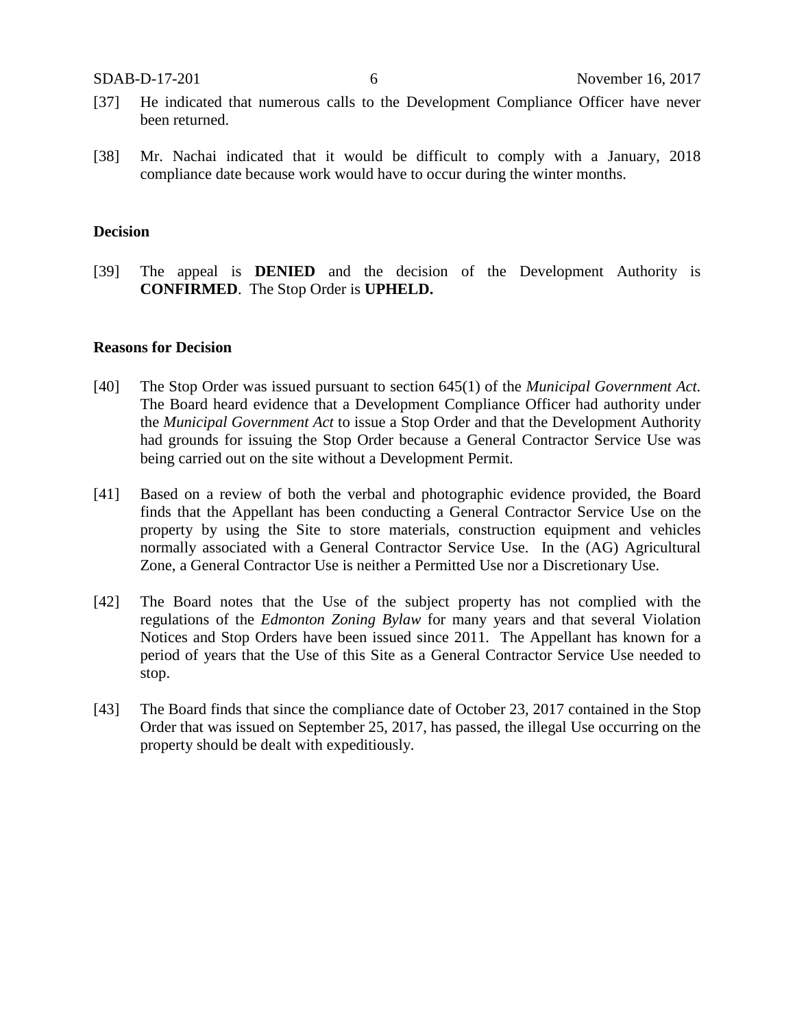[37] He indicated that numerous calls to the Development Compliance Officer have never been returned.

[38] Mr. Nachai indicated that it would be difficult to comply with a January, 2018 compliance date because work would have to occur during the winter months.

**Decision**

[39] The appeal is **DENIED** and the decision of the Development Authority is **CONFIRMED**. The Stop Order is **UPHELD.**

**Reasons for Decision**

[40] The Stop Order was issued pursuant to section 645(1) of the *Municipal Government Act.* The Board heard evidence that a Development Compliance Officer had authority under the *Municipal Government Act* to issue a Stop Order and that the Development Authority had grounds for issuing the Stop Order because a General Contractor Service Use was being carried out on the site without a Development Permit.

[41] Based on a review of both the verbal and photographic evidence provided, the Board finds that the Appellant has been conducting a General Contractor Service Use on the property by using the Site to store materials, construction equipment and vehicles normally associated with a General Contractor Service Use. In the (AG) Agricultural Zone, a General Contractor Use is neither a Permitted Use nor a Discretionary Use.

[42] The Board notes that the Use of the subject property has not complied with the regulations of the *Edmonton Zoning Bylaw* for many years and that several Violation Notices and Stop Orders have been issued since 2011. The Appellant has known for a period of years that the Use of this Site as a General Contractor Service Use needed to stop.

[43] The Board finds that since the compliance date of October 23, 2017 contained in the Stop Order that was issued on September 25, 2017, has passed, the illegal Use occurring on the property should be dealt with expeditiously.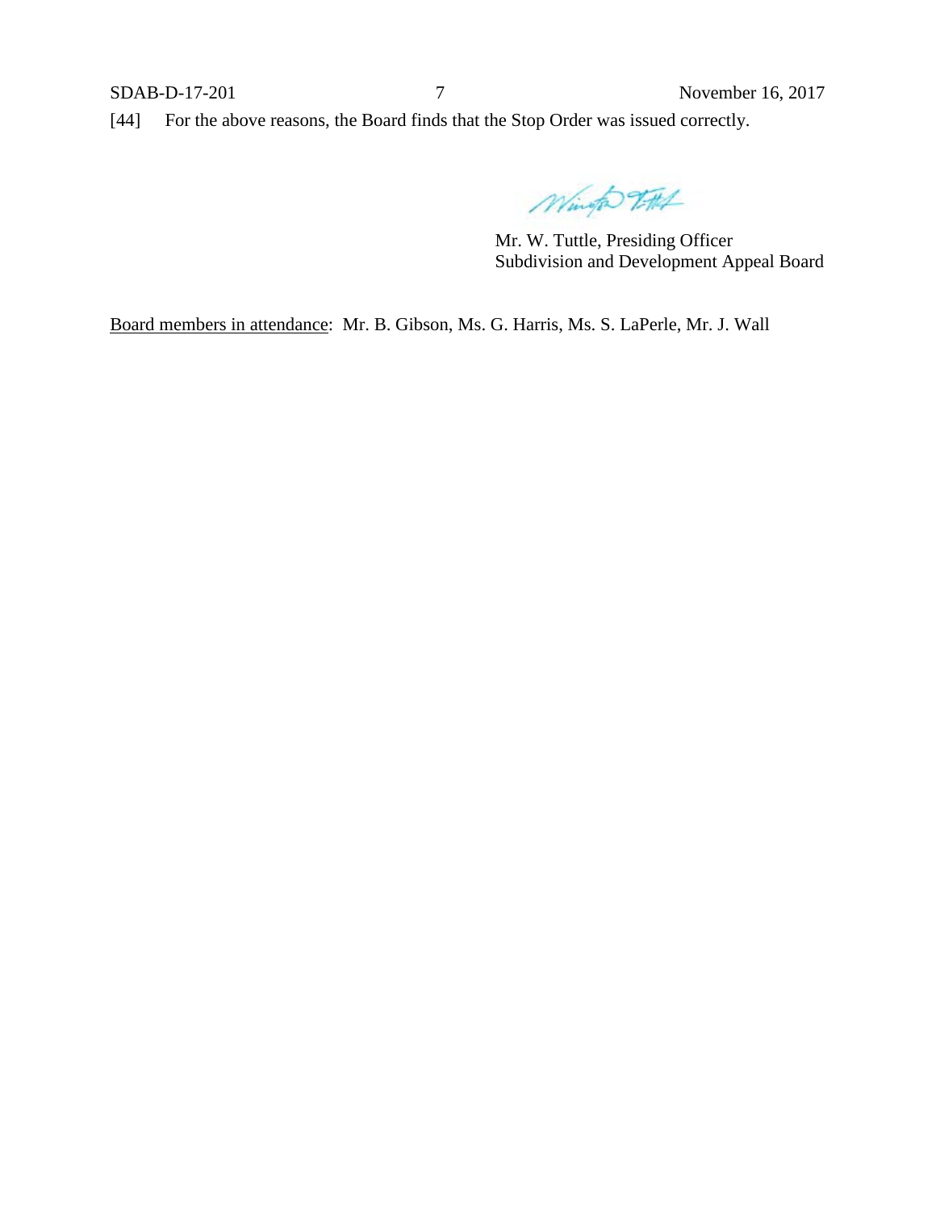[44] For the above reasons, the Board finds that the Stop Order was issued correctly.

Mr. W. Tuttle, Presiding Officer
Subdivision and Development Appeal Board

<u>Board members in attendance</u>: Mr. B. Gibson, Ms. G. Harris, Ms. S. LaPerle, Mr. J. Wall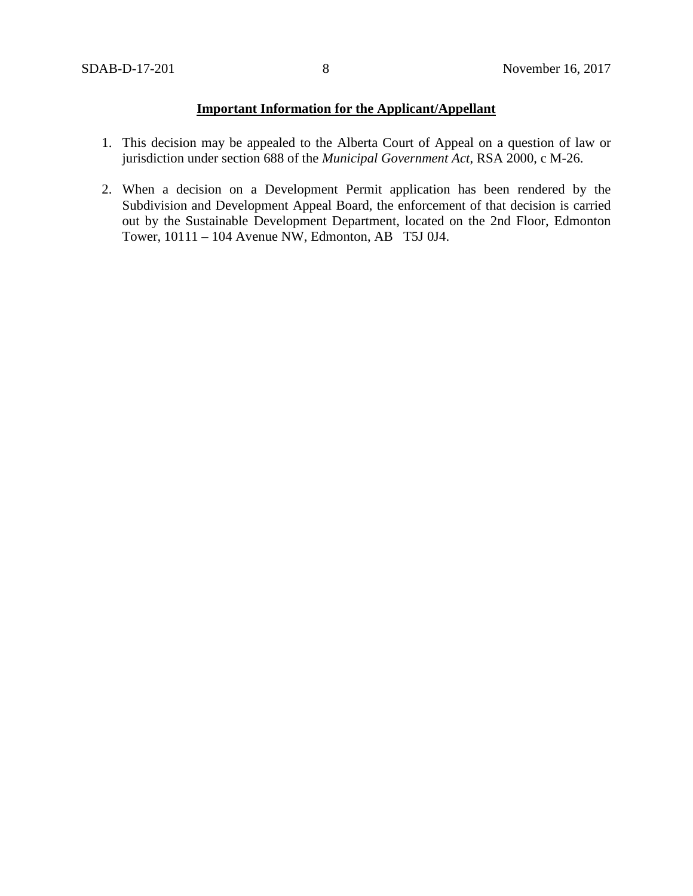**Important Information for the Applicant/Appellant**

1. This decision may be appealed to the Alberta Court of Appeal on a question of law or jurisdiction under section 688 of the *Municipal Government Act*, RSA 2000, c M-26.

2. When a decision on a Development Permit application has been rendered by the Subdivision and Development Appeal Board, the enforcement of that decision is carried out by the Sustainable Development Department, located on the 2nd Floor, Edmonton Tower, 10111 – 104 Avenue NW, Edmonton, AB T5J 0J4.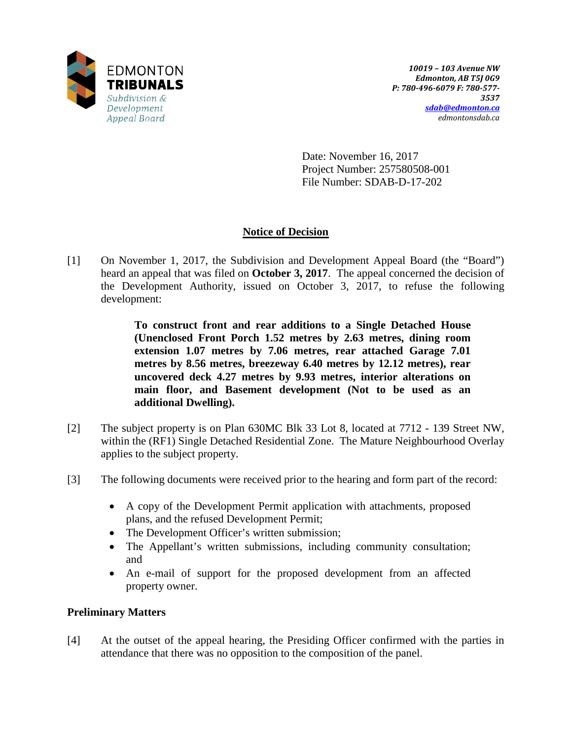EDMONTON
TRIBUNALS
Subdivision & Development Appeal Board

*10019 – 103 Avenue NW*
*Edmonton, AB T5J 0G9*
*P: 780-496-6079 F: 780-577-3537*
*sdab@edmonton.ca*
*edmontonsdab.ca*

Date: November 16, 2017
Project Number: 257580508-001
File Number: SDAB-D-17-202

## Notice of Decision

[1] On November 1, 2017, the Subdivision and Development Appeal Board (the "Board") heard an appeal that was filed on **October 3, 2017**. The appeal concerned the decision of the Development Authority, issued on October 3, 2017, to refuse the following development:

> **To construct front and rear additions to a Single Detached House (Unenclosed Front Porch 1.52 metres by 2.63 metres, dining room extension 1.07 metres by 7.06 metres, rear attached Garage 7.01 metres by 8.56 metres, breezeway 6.40 metres by 12.12 metres), rear uncovered deck 4.27 metres by 9.93 metres, interior alterations on main floor, and Basement development (Not to be used as an additional Dwelling).**

[2] The subject property is on Plan 630MC Blk 33 Lot 8, located at 7712 - 139 Street NW, within the (RF1) Single Detached Residential Zone. The Mature Neighbourhood Overlay applies to the subject property.

[3] The following documents were received prior to the hearing and form part of the record:

- A copy of the Development Permit application with attachments, proposed plans, and the refused Development Permit;
- The Development Officer's written submission;
- The Appellant's written submissions, including community consultation; and
- An e-mail of support for the proposed development from an affected property owner.

### Preliminary Matters

[4] At the outset of the appeal hearing, the Presiding Officer confirmed with the parties in attendance that there was no opposition to the composition of the panel.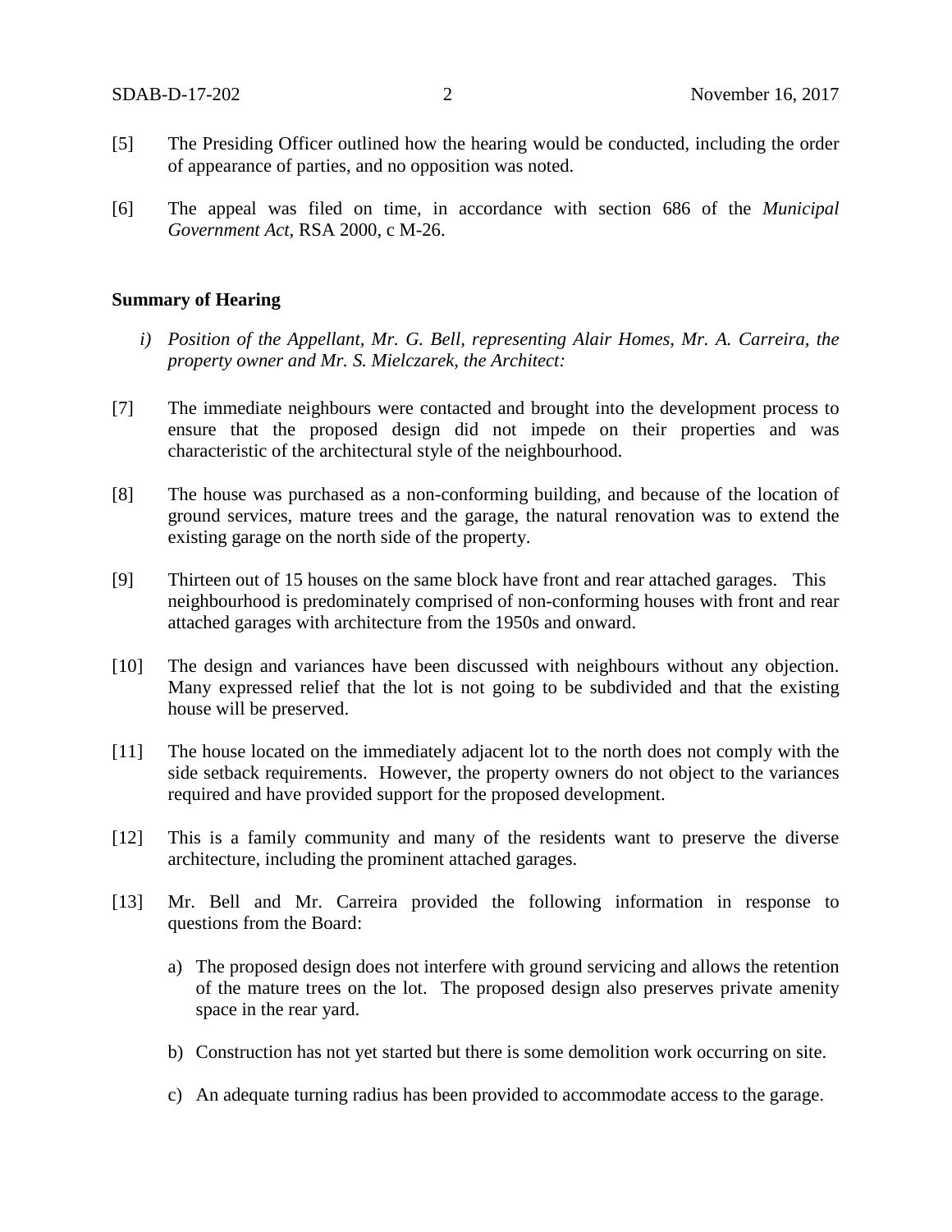[5] The Presiding Officer outlined how the hearing would be conducted, including the order of appearance of parties, and no opposition was noted.

[6] The appeal was filed on time, in accordance with section 686 of the *Municipal Government Act*, RSA 2000, c M-26.

**Summary of Hearing**

*i) Position of the Appellant, Mr. G. Bell, representing Alair Homes, Mr. A. Carreira, the property owner and Mr. S. Mielczarek, the Architect:*

[7] The immediate neighbours were contacted and brought into the development process to ensure that the proposed design did not impede on their properties and was characteristic of the architectural style of the neighbourhood.

[8] The house was purchased as a non-conforming building, and because of the location of ground services, mature trees and the garage, the natural renovation was to extend the existing garage on the north side of the property.

[9] Thirteen out of 15 houses on the same block have front and rear attached garages. This neighbourhood is predominately comprised of non-conforming houses with front and rear attached garages with architecture from the 1950s and onward.

[10] The design and variances have been discussed with neighbours without any objection. Many expressed relief that the lot is not going to be subdivided and that the existing house will be preserved.

[11] The house located on the immediately adjacent lot to the north does not comply with the side setback requirements. However, the property owners do not object to the variances required and have provided support for the proposed development.

[12] This is a family community and many of the residents want to preserve the diverse architecture, including the prominent attached garages.

[13] Mr. Bell and Mr. Carreira provided the following information in response to questions from the Board:

a) The proposed design does not interfere with ground servicing and allows the retention of the mature trees on the lot. The proposed design also preserves private amenity space in the rear yard.

b) Construction has not yet started but there is some demolition work occurring on site.

c) An adequate turning radius has been provided to accommodate access to the garage.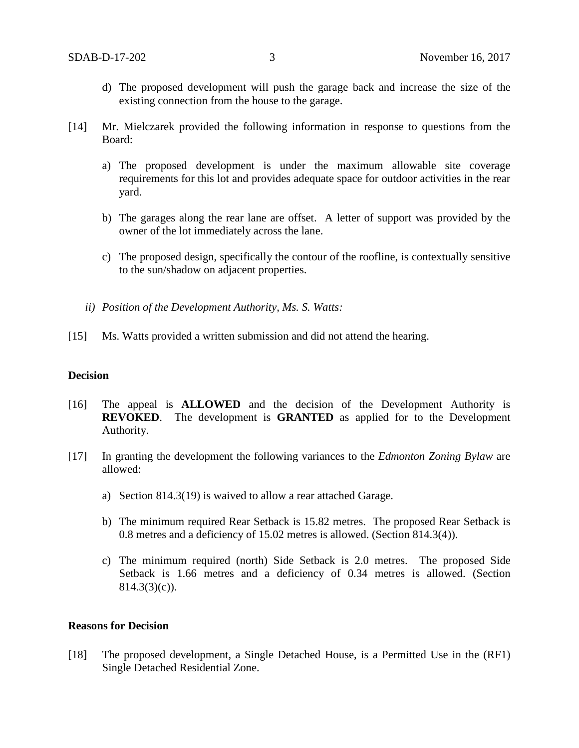d) The proposed development will push the garage back and increase the size of the existing connection from the house to the garage.

[14] Mr. Mielczarek provided the following information in response to questions from the Board:

a) The proposed development is under the maximum allowable site coverage requirements for this lot and provides adequate space for outdoor activities in the rear yard.

b) The garages along the rear lane are offset. A letter of support was provided by the owner of the lot immediately across the lane.

c) The proposed design, specifically the contour of the roofline, is contextually sensitive to the sun/shadow on adjacent properties.

*ii) Position of the Development Authority, Ms. S. Watts:*

[15] Ms. Watts provided a written submission and did not attend the hearing.

**Decision**

[16] The appeal is **ALLOWED** and the decision of the Development Authority is **REVOKED**. The development is **GRANTED** as applied for to the Development Authority.

[17] In granting the development the following variances to the *Edmonton Zoning Bylaw* are allowed:

a) Section 814.3(19) is waived to allow a rear attached Garage.

b) The minimum required Rear Setback is 15.82 metres. The proposed Rear Setback is 0.8 metres and a deficiency of 15.02 metres is allowed. (Section 814.3(4)).

c) The minimum required (north) Side Setback is 2.0 metres. The proposed Side Setback is 1.66 metres and a deficiency of 0.34 metres is allowed. (Section 814.3(3)(c)).

**Reasons for Decision**

[18] The proposed development, a Single Detached House, is a Permitted Use in the (RF1) Single Detached Residential Zone.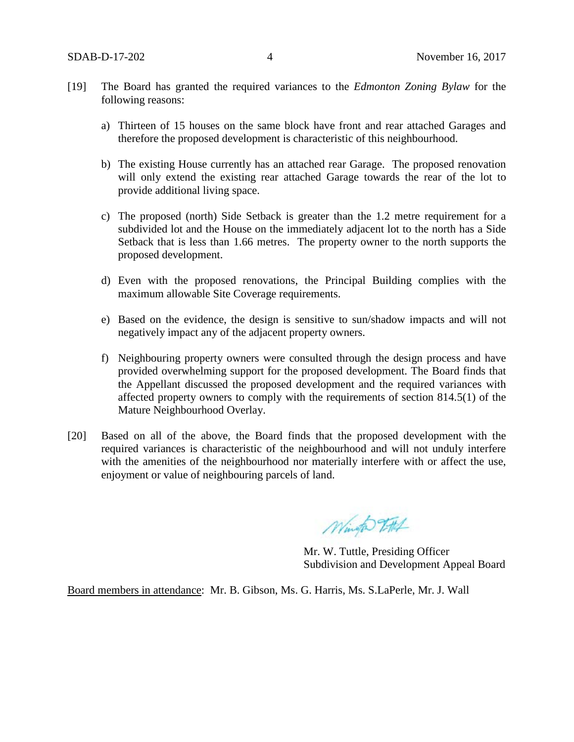[19] The Board has granted the required variances to the *Edmonton Zoning Bylaw* for the following reasons:

a) Thirteen of 15 houses on the same block have front and rear attached Garages and therefore the proposed development is characteristic of this neighbourhood.

b) The existing House currently has an attached rear Garage. The proposed renovation will only extend the existing rear attached Garage towards the rear of the lot to provide additional living space.

c) The proposed (north) Side Setback is greater than the 1.2 metre requirement for a subdivided lot and the House on the immediately adjacent lot to the north has a Side Setback that is less than 1.66 metres. The property owner to the north supports the proposed development.

d) Even with the proposed renovations, the Principal Building complies with the maximum allowable Site Coverage requirements.

e) Based on the evidence, the design is sensitive to sun/shadow impacts and will not negatively impact any of the adjacent property owners.

f) Neighbouring property owners were consulted through the design process and have provided overwhelming support for the proposed development. The Board finds that the Appellant discussed the proposed development and the required variances with affected property owners to comply with the requirements of section 814.5(1) of the Mature Neighbourhood Overlay.

[20] Based on all of the above, the Board finds that the proposed development with the required variances is characteristic of the neighbourhood and will not unduly interfere with the amenities of the neighbourhood nor materially interfere with or affect the use, enjoyment or value of neighbouring parcels of land.

Mr. W. Tuttle, Presiding Officer
Subdivision and Development Appeal Board

Board members in attendance: Mr. B. Gibson, Ms. G. Harris, Ms. S.LaPerle, Mr. J. Wall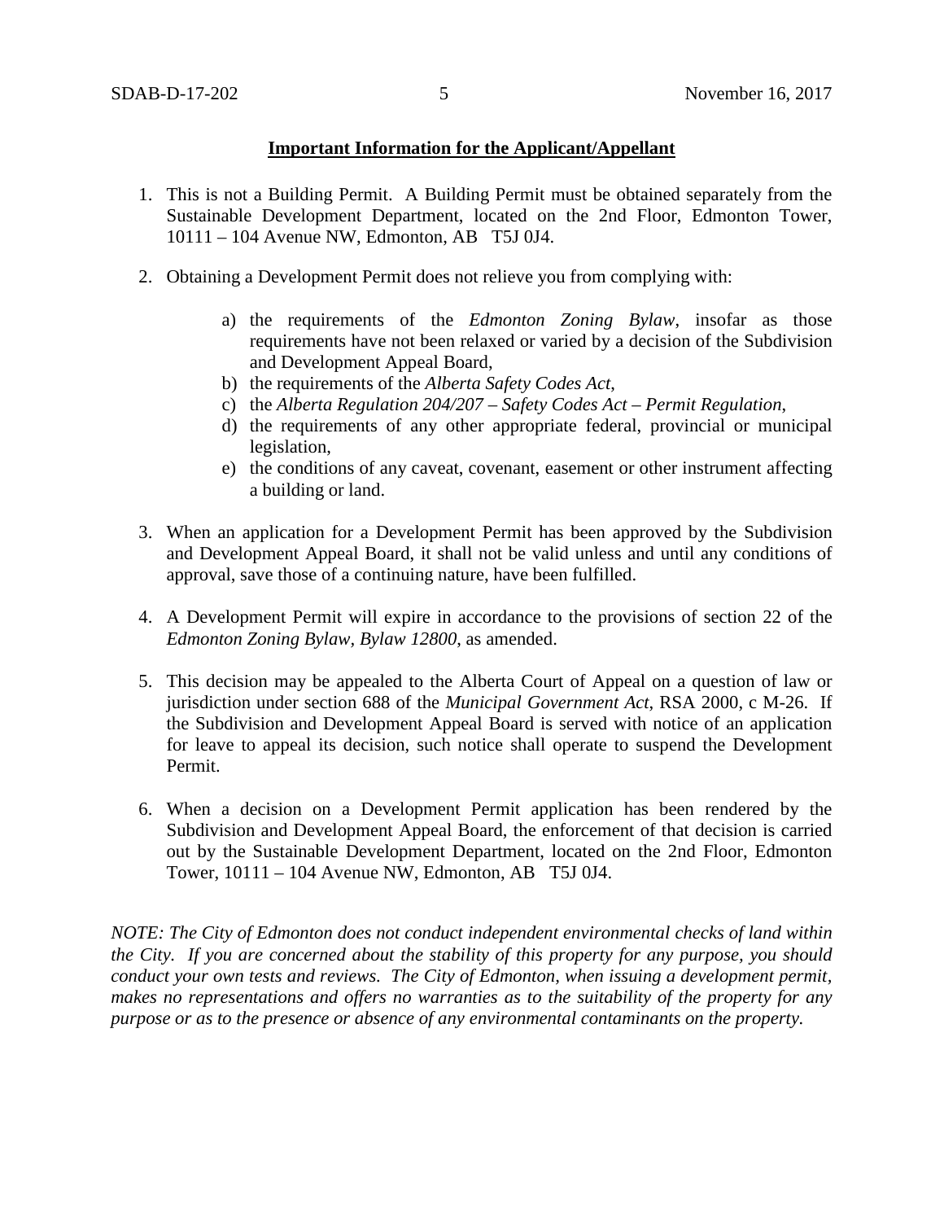**Important Information for the Applicant/Appellant**

1. This is not a Building Permit. A Building Permit must be obtained separately from the Sustainable Development Department, located on the 2nd Floor, Edmonton Tower, 10111 – 104 Avenue NW, Edmonton, AB T5J 0J4.

2. Obtaining a Development Permit does not relieve you from complying with:

    a) the requirements of the *Edmonton Zoning Bylaw*, insofar as those requirements have not been relaxed or varied by a decision of the Subdivision and Development Appeal Board,
    b) the requirements of the *Alberta Safety Codes Act*,
    c) the *Alberta Regulation 204/207 – Safety Codes Act – Permit Regulation*,
    d) the requirements of any other appropriate federal, provincial or municipal legislation,
    e) the conditions of any caveat, covenant, easement or other instrument affecting a building or land.

3. When an application for a Development Permit has been approved by the Subdivision and Development Appeal Board, it shall not be valid unless and until any conditions of approval, save those of a continuing nature, have been fulfilled.

4. A Development Permit will expire in accordance to the provisions of section 22 of the *Edmonton Zoning Bylaw, Bylaw 12800*, as amended.

5. This decision may be appealed to the Alberta Court of Appeal on a question of law or jurisdiction under section 688 of the *Municipal Government Act*, RSA 2000, c M-26. If the Subdivision and Development Appeal Board is served with notice of an application for leave to appeal its decision, such notice shall operate to suspend the Development Permit.

6. When a decision on a Development Permit application has been rendered by the Subdivision and Development Appeal Board, the enforcement of that decision is carried out by the Sustainable Development Department, located on the 2nd Floor, Edmonton Tower, 10111 – 104 Avenue NW, Edmonton, AB T5J 0J4.

*NOTE: The City of Edmonton does not conduct independent environmental checks of land within the City. If you are concerned about the stability of this property for any purpose, you should conduct your own tests and reviews. The City of Edmonton, when issuing a development permit, makes no representations and offers no warranties as to the suitability of the property for any purpose or as to the presence or absence of any environmental contaminants on the property.*